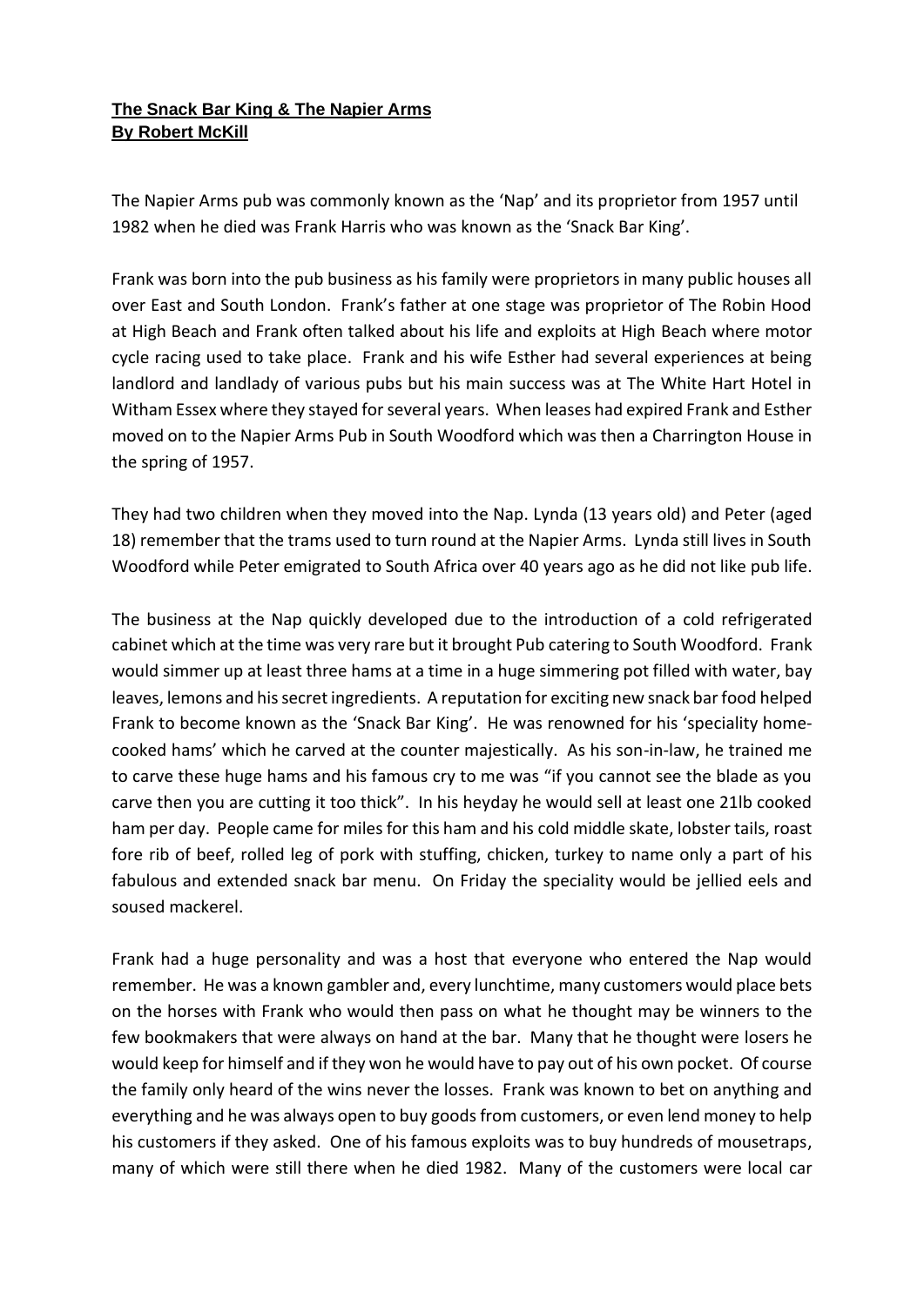**The Snack Bar King & The Napier Arms**
**By Robert McKill**

The Napier Arms pub was commonly known as the 'Nap' and its proprietor from 1957 until 1982 when he died was Frank Harris who was known as the 'Snack Bar King'.

Frank was born into the pub business as his family were proprietors in many public houses all over East and South London. Frank's father at one stage was proprietor of The Robin Hood at High Beach and Frank often talked about his life and exploits at High Beach where motor cycle racing used to take place. Frank and his wife Esther had several experiences at being landlord and landlady of various pubs but his main success was at The White Hart Hotel in Witham Essex where they stayed for several years. When leases had expired Frank and Esther moved on to the Napier Arms Pub in South Woodford which was then a Charrington House in the spring of 1957.

They had two children when they moved into the Nap. Lynda (13 years old) and Peter (aged 18) remember that the trams used to turn round at the Napier Arms. Lynda still lives in South Woodford while Peter emigrated to South Africa over 40 years ago as he did not like pub life.

The business at the Nap quickly developed due to the introduction of a cold refrigerated cabinet which at the time was very rare but it brought Pub catering to South Woodford. Frank would simmer up at least three hams at a time in a huge simmering pot filled with water, bay leaves, lemons and his secret ingredients. A reputation for exciting new snack bar food helped Frank to become known as the 'Snack Bar King'. He was renowned for his 'speciality home-cooked hams' which he carved at the counter majestically. As his son-in-law, he trained me to carve these huge hams and his famous cry to me was "if you cannot see the blade as you carve then you are cutting it too thick". In his heyday he would sell at least one 21lb cooked ham per day. People came for miles for this ham and his cold middle skate, lobster tails, roast fore rib of beef, rolled leg of pork with stuffing, chicken, turkey to name only a part of his fabulous and extended snack bar menu. On Friday the speciality would be jellied eels and soused mackerel.

Frank had a huge personality and was a host that everyone who entered the Nap would remember. He was a known gambler and, every lunchtime, many customers would place bets on the horses with Frank who would then pass on what he thought may be winners to the few bookmakers that were always on hand at the bar. Many that he thought were losers he would keep for himself and if they won he would have to pay out of his own pocket. Of course the family only heard of the wins never the losses. Frank was known to bet on anything and everything and he was always open to buy goods from customers, or even lend money to help his customers if they asked. One of his famous exploits was to buy hundreds of mousetraps, many of which were still there when he died 1982. Many of the customers were local car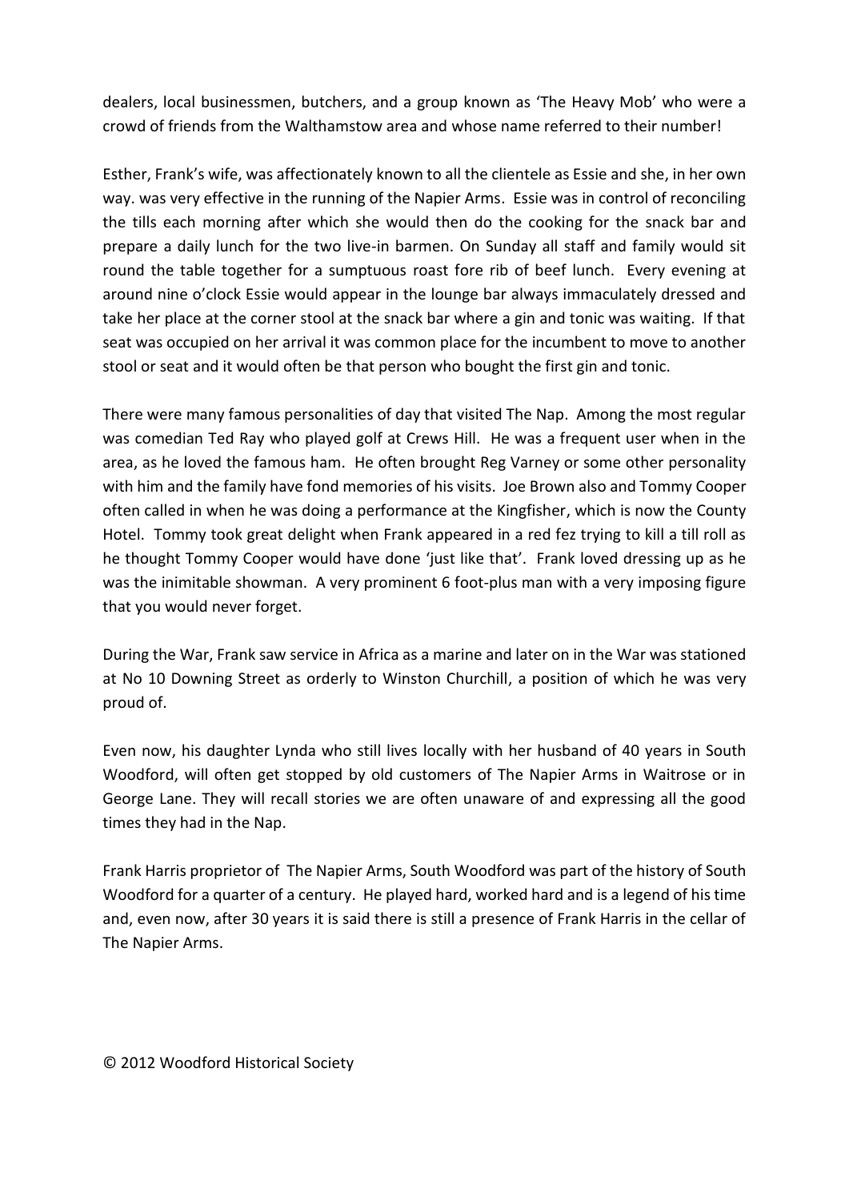dealers, local businessmen, butchers, and a group known as 'The Heavy Mob' who were a crowd of friends from the Walthamstow area and whose name referred to their number!

Esther, Frank's wife, was affectionately known to all the clientele as Essie and she, in her own way. was very effective in the running of the Napier Arms. Essie was in control of reconciling the tills each morning after which she would then do the cooking for the snack bar and prepare a daily lunch for the two live-in barmen. On Sunday all staff and family would sit round the table together for a sumptuous roast fore rib of beef lunch. Every evening at around nine o'clock Essie would appear in the lounge bar always immaculately dressed and take her place at the corner stool at the snack bar where a gin and tonic was waiting. If that seat was occupied on her arrival it was common place for the incumbent to move to another stool or seat and it would often be that person who bought the first gin and tonic.

There were many famous personalities of day that visited The Nap. Among the most regular was comedian Ted Ray who played golf at Crews Hill. He was a frequent user when in the area, as he loved the famous ham. He often brought Reg Varney or some other personality with him and the family have fond memories of his visits. Joe Brown also and Tommy Cooper often called in when he was doing a performance at the Kingfisher, which is now the County Hotel. Tommy took great delight when Frank appeared in a red fez trying to kill a till roll as he thought Tommy Cooper would have done 'just like that'. Frank loved dressing up as he was the inimitable showman. A very prominent 6 foot-plus man with a very imposing figure that you would never forget.

During the War, Frank saw service in Africa as a marine and later on in the War was stationed at No 10 Downing Street as orderly to Winston Churchill, a position of which he was very proud of.

Even now, his daughter Lynda who still lives locally with her husband of 40 years in South Woodford, will often get stopped by old customers of The Napier Arms in Waitrose or in George Lane. They will recall stories we are often unaware of and expressing all the good times they had in the Nap.

Frank Harris proprietor of The Napier Arms, South Woodford was part of the history of South Woodford for a quarter of a century. He played hard, worked hard and is a legend of his time and, even now, after 30 years it is said there is still a presence of Frank Harris in the cellar of The Napier Arms.

© 2012 Woodford Historical Society